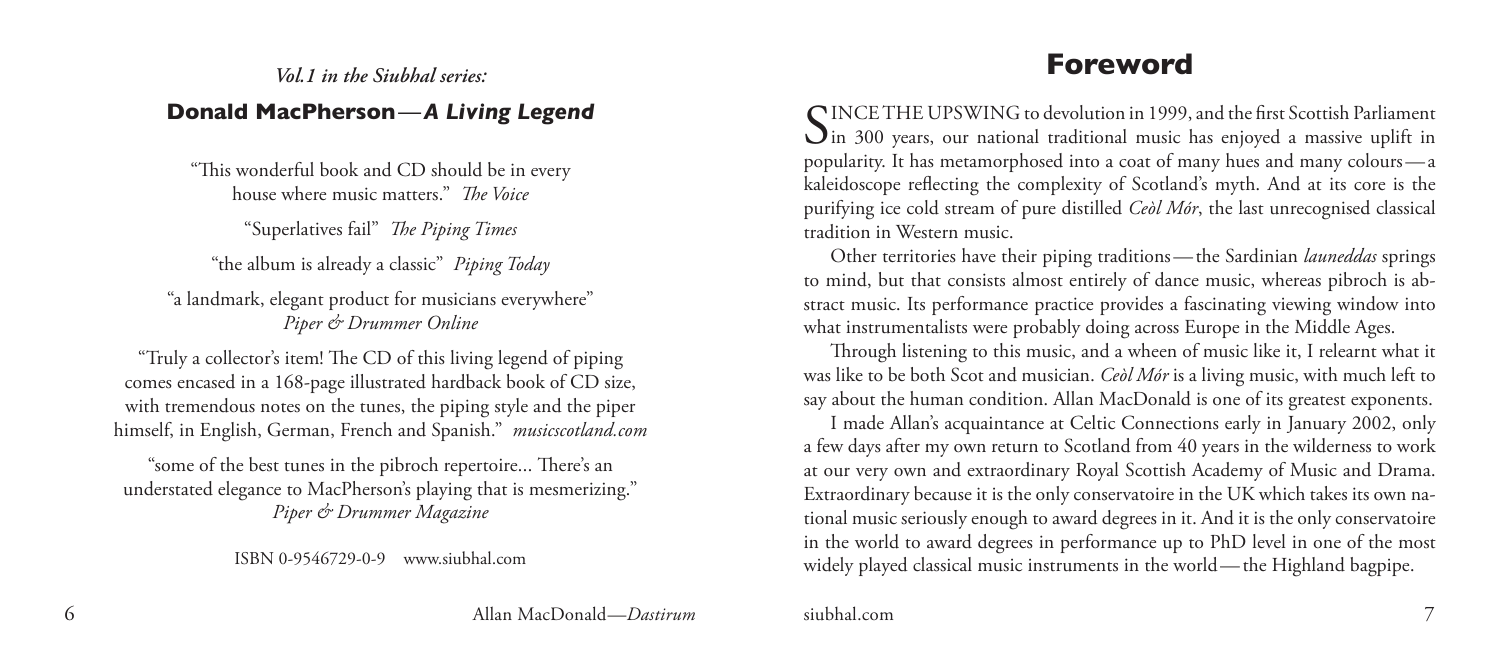*Vol.1 in the Siubhal series:*

### Donald MacPherson—*A Living Legend*

"This wonderful book and CD should be in every house where music matters." *The Voice*

"Superlatives fail" *The Piping Times*

"the album is already a classic" *Piping Today*

"a landmark, elegant product for musicians everywhere" *Piper & Drummer Online*

"Truly a collector's item! The CD of this living legend of piping comes encased in a 168-page illustrated hardback book of CD size, with tremendous notes on the tunes, the piping style and the piper himself, in English, German, French and Spanish." *musicscotland.com*

"some of the best tunes in the pibroch repertoire... There's an understated elegance to MacPherson's playing that is mesmerizing." *Piper & Drummer Magazine*

ISBN 0-9546729-0-9 www.siubhal.com

## Foreword

SINCE THE UPSWING to devolution in 1999, and the first Scottish Parliament in 300 years, our national traditional music has enjoyed a massive uplift in popularity. It has metamorphosed into a coat of many hues and many colours—a kaleidoscope reflecting the complexity of Scotland's myth. And at its core is the purifying ice cold stream of pure distilled *Ceòl Mór*, the last unrecognised classical tradition in Western music.

Other territories have their piping traditions—the Sardinian *launeddas* springs to mind, but that consists almost entirely of dance music, whereas pibroch is abstract music. Its performance practice provides a fascinating viewing window into what instrumentalists were probably doing across Europe in the Middle Ages.

Through listening to this music, and a wheen of music like it, I relearnt what it was like to be both Scot and musician. *Ceòl Mór* is a living music, with much left to say about the human condition. Allan MacDonald is one of its greatest exponents.

I made Allan's acquaintance at Celtic Connections early in January 2002, only a few days after my own return to Scotland from 40 years in the wilderness to work at our very own and extraordinary Royal Scottish Academy of Music and Drama. Extraordinary because it is the only conservatoire in the UK which takes its own national music seriously enough to award degrees in it. And it is the only conservatoire in the world to award degrees in performance up to PhD level in one of the most widely played classical music instruments in the world—the Highland bagpipe.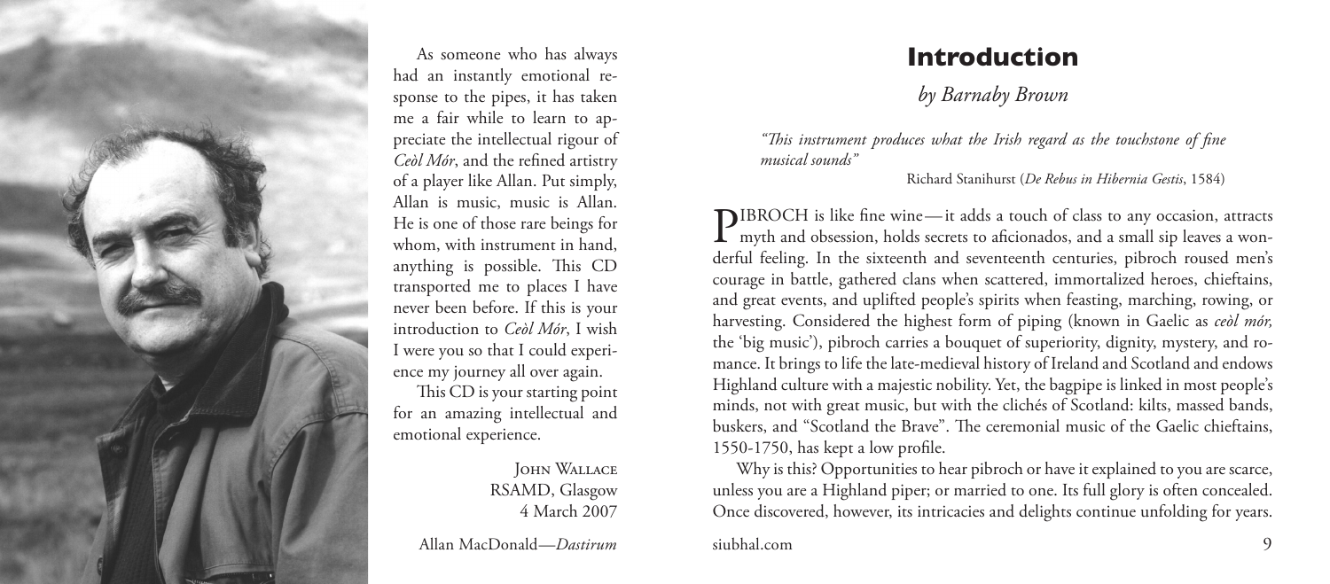As someone who has always had an instantly emotional response to the pipes, it has taken me a fair while to learn to appreciate the intellectual rigour of *Ceòl Mór*, and the refined artistry of a player like Allan. Put simply, Allan is music, music is Allan. He is one of those rare beings for whom, with instrument in hand, anything is possible. This CD transported me to places I have never been before. If this is your introduction to *Ceòl Mór*, I wish I were you so that I could experience my journey all over again.

This CD is your starting point for an amazing intellectual and emotional experience.

John Wallace
RSAMD, Glasgow
4 March 2007

# Introduction

*by Barnaby Brown*

*"This instrument produces what the Irish regard as the touchstone of fine musical sounds"*

Richard Stanihurst (*De Rebus in Hibernia Gestis*, 1584)

PIBROCH is like fine wine—it adds a touch of class to any occasion, attracts myth and obsession, holds secrets to aficionados, and a small sip leaves a wonderful feeling. In the sixteenth and seventeenth centuries, pibroch roused men's courage in battle, gathered clans when scattered, immortalized heroes, chieftains, and great events, and uplifted people's spirits when feasting, marching, rowing, or harvesting. Considered the highest form of piping (known in Gaelic as *ceòl mór,* the 'big music'), pibroch carries a bouquet of superiority, dignity, mystery, and romance. It brings to life the late-medieval history of Ireland and Scotland and endows Highland culture with a majestic nobility. Yet, the bagpipe is linked in most people's minds, not with great music, but with the clichés of Scotland: kilts, massed bands, buskers, and "Scotland the Brave". The ceremonial music of the Gaelic chieftains, 1550-1750, has kept a low profile.

Why is this? Opportunities to hear pibroch or have it explained to you are scarce, unless you are a Highland piper; or married to one. Its full glory is often concealed. Once discovered, however, its intricacies and delights continue unfolding for years.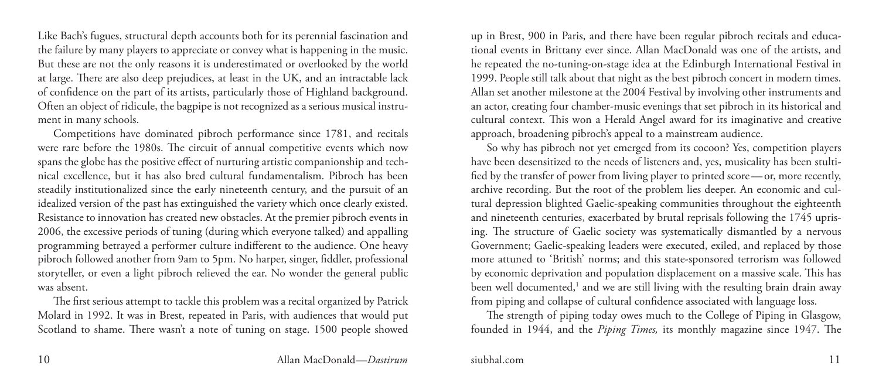Like Bach's fugues, structural depth accounts both for its perennial fascination and the failure by many players to appreciate or convey what is happening in the music. But these are not the only reasons it is underestimated or overlooked by the world at large. There are also deep prejudices, at least in the UK, and an intractable lack of confidence on the part of its artists, particularly those of Highland background. Often an object of ridicule, the bagpipe is not recognized as a serious musical instrument in many schools.

Competitions have dominated pibroch performance since 1781, and recitals were rare before the 1980s. The circuit of annual competitive events which now spans the globe has the positive effect of nurturing artistic companionship and technical excellence, but it has also bred cultural fundamentalism. Pibroch has been steadily institutionalized since the early nineteenth century, and the pursuit of an idealized version of the past has extinguished the variety which once clearly existed. Resistance to innovation has created new obstacles. At the premier pibroch events in 2006, the excessive periods of tuning (during which everyone talked) and appalling programming betrayed a performer culture indifferent to the audience. One heavy pibroch followed another from 9am to 5pm. No harper, singer, fiddler, professional storyteller, or even a light pibroch relieved the ear. No wonder the general public was absent.

The first serious attempt to tackle this problem was a recital organized by Patrick Molard in 1992. It was in Brest, repeated in Paris, with audiences that would put Scotland to shame. There wasn't a note of tuning on stage. 1500 people showed up in Brest, 900 in Paris, and there have been regular pibroch recitals and educational events in Brittany ever since. Allan MacDonald was one of the artists, and he repeated the no-tuning-on-stage idea at the Edinburgh International Festival in 1999. People still talk about that night as the best pibroch concert in modern times. Allan set another milestone at the 2004 Festival by involving other instruments and an actor, creating four chamber-music evenings that set pibroch in its historical and cultural context. This won a Herald Angel award for its imaginative and creative approach, broadening pibroch's appeal to a mainstream audience.

So why has pibroch not yet emerged from its cocoon? Yes, competition players have been desensitized to the needs of listeners and, yes, musicality has been stultified by the transfer of power from living player to printed score — or, more recently, archive recording. But the root of the problem lies deeper. An economic and cultural depression blighted Gaelic-speaking communities throughout the eighteenth and nineteenth centuries, exacerbated by brutal reprisals following the 1745 uprising. The structure of Gaelic society was systematically dismantled by a nervous Government; Gaelic-speaking leaders were executed, exiled, and replaced by those more attuned to 'British' norms; and this state-sponsored terrorism was followed by economic deprivation and population displacement on a massive scale. This has been well documented,[1] and we are still living with the resulting brain drain away from piping and collapse of cultural confidence associated with language loss.

The strength of piping today owes much to the College of Piping in Glasgow, founded in 1944, and the *Piping Times,* its monthly magazine since 1947. The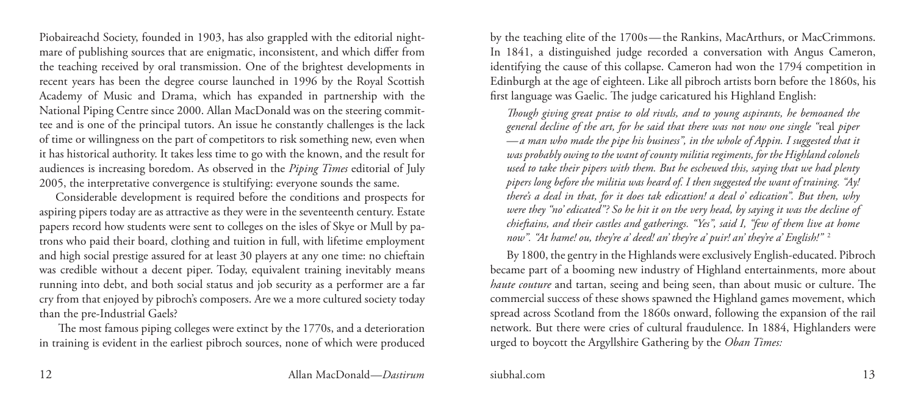Piobaireachd Society, founded in 1903, has also grappled with the editorial nightmare of publishing sources that are enigmatic, inconsistent, and which differ from the teaching received by oral transmission. One of the brightest developments in recent years has been the degree course launched in 1996 by the Royal Scottish Academy of Music and Drama, which has expanded in partnership with the National Piping Centre since 2000. Allan MacDonald was on the steering committee and is one of the principal tutors. An issue he constantly challenges is the lack of time or willingness on the part of competitors to risk something new, even when it has historical authority. It takes less time to go with the known, and the result for audiences is increasing boredom. As observed in the *Piping Times* editorial of July 2005, the interpretative convergence is stultifying: everyone sounds the same.

Considerable development is required before the conditions and prospects for aspiring pipers today are as attractive as they were in the seventeenth century. Estate papers record how students were sent to colleges on the isles of Skye or Mull by patrons who paid their board, clothing and tuition in full, with lifetime employment and high social prestige assured for at least 30 players at any one time: no chieftain was credible without a decent piper. Today, equivalent training inevitably means running into debt, and both social status and job security as a performer are a far cry from that enjoyed by pibroch's composers. Are we a more cultured society today than the pre-Industrial Gaels?

The most famous piping colleges were extinct by the 1770s, and a deterioration in training is evident in the earliest pibroch sources, none of which were produced by the teaching elite of the 1700s—the Rankins, MacArthurs, or MacCrimmons. In 1841, a distinguished judge recorded a conversation with Angus Cameron, identifying the cause of this collapse. Cameron had won the 1794 competition in Edinburgh at the age of eighteen. Like all pibroch artists born before the 1860s, his first language was Gaelic. The judge caricatured his Highland English:

> *Though giving great praise to old rivals, and to young aspirants, he bemoaned the general decline of the art, for he said that there was not now one single "*real *piper—a man who made the pipe his business", in the whole of Appin. I suggested that it was probably owing to the want of county militia regiments, for the Highland colonels used to take their pipers with them. But he eschewed this, saying that we had plenty pipers long before the militia was heard of. I then suggested the want of training. "Ay! there's a deal in that, for it does tak edication! a deal o' edication". But then, why were they "no' edicated"? So he hit it on the very head, by saying it was the decline of chieftains, and their castles and gatherings. "Yes", said I, "few of them live at home now". "At hame! ou, they're a' deed! an' they're a' puir! an' they're a' English!"* [2]

By 1800, the gentry in the Highlands were exclusively English-educated. Pibroch became part of a booming new industry of Highland entertainments, more about *haute couture* and tartan, seeing and being seen, than about music or culture. The commercial success of these shows spawned the Highland games movement, which spread across Scotland from the 1860s onward, following the expansion of the rail network. But there were cries of cultural fraudulence. In 1884, Highlanders were urged to boycott the Argyllshire Gathering by the *Oban Times:*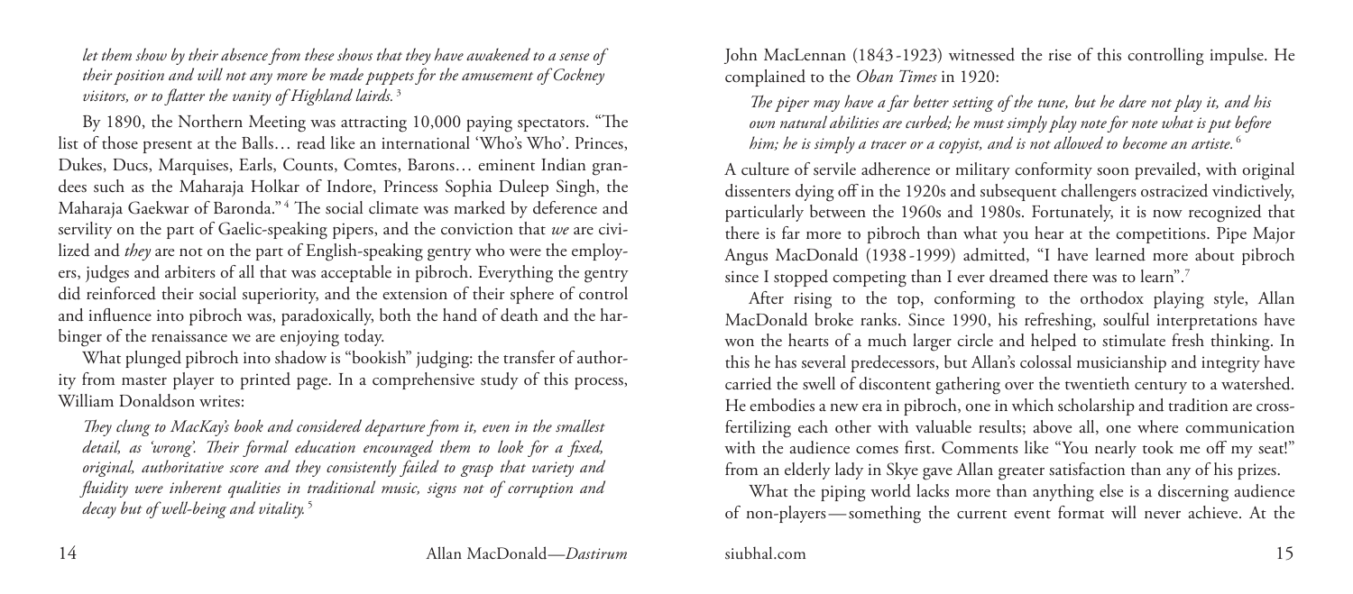*let them show by their absence from these shows that they have awakened to a sense of their position and will not any more be made puppets for the amusement of Cockney visitors, or to flatter the vanity of Highland lairds.* [3]

By 1890, the Northern Meeting was attracting 10,000 paying spectators. "The list of those present at the Balls… read like an international 'Who's Who'. Princes, Dukes, Ducs, Marquises, Earls, Counts, Comtes, Barons… eminent Indian grandees such as the Maharaja Holkar of Indore, Princess Sophia Duleep Singh, the Maharaja Gaekwar of Baronda." [4] The social climate was marked by deference and servility on the part of Gaelic-speaking pipers, and the conviction that *we* are civilized and *they* are not on the part of English-speaking gentry who were the employers, judges and arbiters of all that was acceptable in pibroch. Everything the gentry did reinforced their social superiority, and the extension of their sphere of control and influence into pibroch was, paradoxically, both the hand of death and the harbinger of the renaissance we are enjoying today.

What plunged pibroch into shadow is "bookish" judging: the transfer of authority from master player to printed page. In a comprehensive study of this process, William Donaldson writes:

*They clung to MacKay's book and considered departure from it, even in the smallest detail, as 'wrong'. Their formal education encouraged them to look for a fixed, original, authoritative score and they consistently failed to grasp that variety and fluidity were inherent qualities in traditional music, signs not of corruption and decay but of well-being and vitality.* [5]

John MacLennan (1843-1923) witnessed the rise of this controlling impulse. He complained to the *Oban Times* in 1920:

*The piper may have a far better setting of the tune, but he dare not play it, and his own natural abilities are curbed; he must simply play note for note what is put before him; he is simply a tracer or a copyist, and is not allowed to become an artiste.* [6]

A culture of servile adherence or military conformity soon prevailed, with original dissenters dying off in the 1920s and subsequent challengers ostracized vindictively, particularly between the 1960s and 1980s. Fortunately, it is now recognized that there is far more to pibroch than what you hear at the competitions. Pipe Major Angus MacDonald (1938-1999) admitted, "I have learned more about pibroch since I stopped competing than I ever dreamed there was to learn". [7]

After rising to the top, conforming to the orthodox playing style, Allan MacDonald broke ranks. Since 1990, his refreshing, soulful interpretations have won the hearts of a much larger circle and helped to stimulate fresh thinking. In this he has several predecessors, but Allan's colossal musicianship and integrity have carried the swell of discontent gathering over the twentieth century to a watershed. He embodies a new era in pibroch, one in which scholarship and tradition are cross-fertilizing each other with valuable results; above all, one where communication with the audience comes first. Comments like "You nearly took me off my seat!" from an elderly lady in Skye gave Allan greater satisfaction than any of his prizes.

What the piping world lacks more than anything else is a discerning audience of non-players — something the current event format will never achieve. At the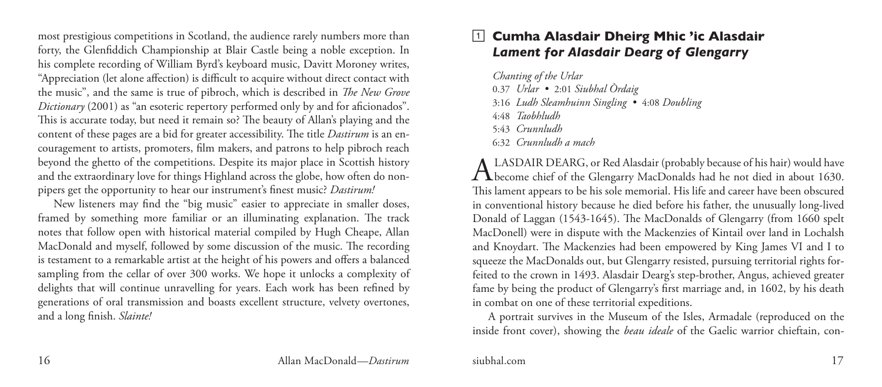most prestigious competitions in Scotland, the audience rarely numbers more than forty, the Glenfiddich Championship at Blair Castle being a noble exception. In his complete recording of William Byrd's keyboard music, Davitt Moroney writes, "Appreciation (let alone affection) is difficult to acquire without direct contact with the music", and the same is true of pibroch, which is described in *The New Grove Dictionary* (2001) as "an esoteric repertory performed only by and for aficionados". This is accurate today, but need it remain so? The beauty of Allan's playing and the content of these pages are a bid for greater accessibility. The title *Dastirum* is an encouragement to artists, promoters, film makers, and patrons to help pibroch reach beyond the ghetto of the competitions. Despite its major place in Scottish history and the extraordinary love for things Highland across the globe, how often do non-pipers get the opportunity to hear our instrument's finest music? *Dastirum!*

New listeners may find the "big music" easier to appreciate in smaller doses, framed by something more familiar or an illuminating explanation. The track notes that follow open with historical material compiled by Hugh Cheape, Allan MacDonald and myself, followed by some discussion of the music. The recording is testament to a remarkable artist at the height of his powers and offers a balanced sampling from the cellar of over 300 works. We hope it unlocks a complexity of delights that will continue unravelling for years. Each work has been refined by generations of oral transmission and boasts excellent structure, velvety overtones, and a long finish. *Slainte!*

## 1 Cumha Alasdair Dheirg Mhic 'ic Alasdair
### *Lament for Alasdair Dearg of Glengarry*

*Chanting of the Urlar*
0.37 *Urlar* • 2:01 *Siubhal Òrdaig*
3:16 *Ludh Sleamhuinn Singling* • 4:08 *Doubling*
4:48 *Taobhludh*
5:43 *Crunnludh*
6:32 *Crunnludh a mach*

ALASDAIR DEARG, or Red Alasdair (probably because of his hair) would have become chief of the Glengarry MacDonalds had he not died in about 1630. This lament appears to be his sole memorial. His life and career have been obscured in conventional history because he died before his father, the unusually long-lived Donald of Laggan (1543-1645). The MacDonalds of Glengarry (from 1660 spelt MacDonell) were in dispute with the Mackenzies of Kintail over land in Lochalsh and Knoydart. The Mackenzies had been empowered by King James VI and I to squeeze the MacDonalds out, but Glengarry resisted, pursuing territorial rights forfeited to the crown in 1493. Alasdair Dearg's step-brother, Angus, achieved greater fame by being the product of Glengarry's first marriage and, in 1602, by his death in combat on one of these territorial expeditions.

A portrait survives in the Museum of the Isles, Armadale (reproduced on the inside front cover), showing the *beau ideale* of the Gaelic warrior chieftain, con-